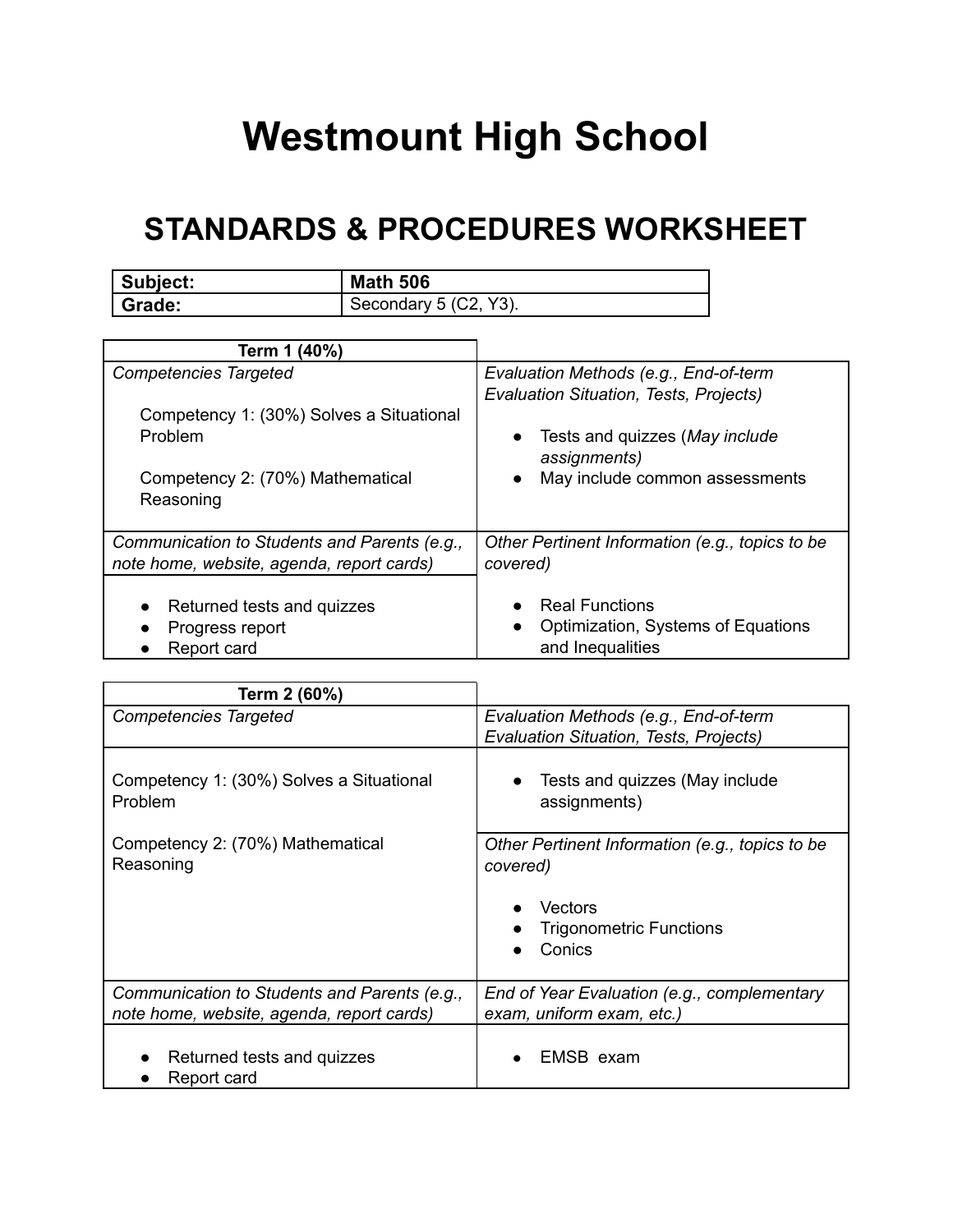# Westmount High School

## STANDARDS & PROCEDURES WORKSHEET

| **Subject:** | **Math 506** |
|---|---|
| **Grade:** | Secondary 5 (C2, Y3). |

| **Term 1 (40%)** | |
|---|---|
| *Competencies Targeted*<br><br>Competency 1: (30%) Solves a Situational Problem<br><br>Competency 2: (70%) Mathematical Reasoning | *Evaluation Methods (e.g., End-of-term Evaluation Situation, Tests, Projects)*<br><br>• Tests and quizzes (*May include assignments)*<br>• May include common assessments |
| *Communication to Students and Parents (e.g., note home, website, agenda, report cards)*<br><br>• Returned tests and quizzes<br>• Progress report<br>• Report card | *Other Pertinent Information (e.g., topics to be covered)*<br><br>• Real Functions<br>• Optimization, Systems of Equations and Inequalities |

| **Term 2 (60%)** | |
|---|---|
| *Competencies Targeted* | *Evaluation Methods (e.g., End-of-term Evaluation Situation, Tests, Projects)* |
| Competency 1: (30%) Solves a Situational Problem<br><br>Competency 2: (70%) Mathematical Reasoning | • Tests and quizzes (May include assignments)<br><br>*Other Pertinent Information (e.g., topics to be covered)*<br><br>• Vectors<br>• Trigonometric Functions<br>• Conics |
| *Communication to Students and Parents (e.g., note home, website, agenda, report cards)* | *End of Year Evaluation (e.g., complementary exam, uniform exam, etc.)* |
| • Returned tests and quizzes<br>• Report card | • EMSB exam |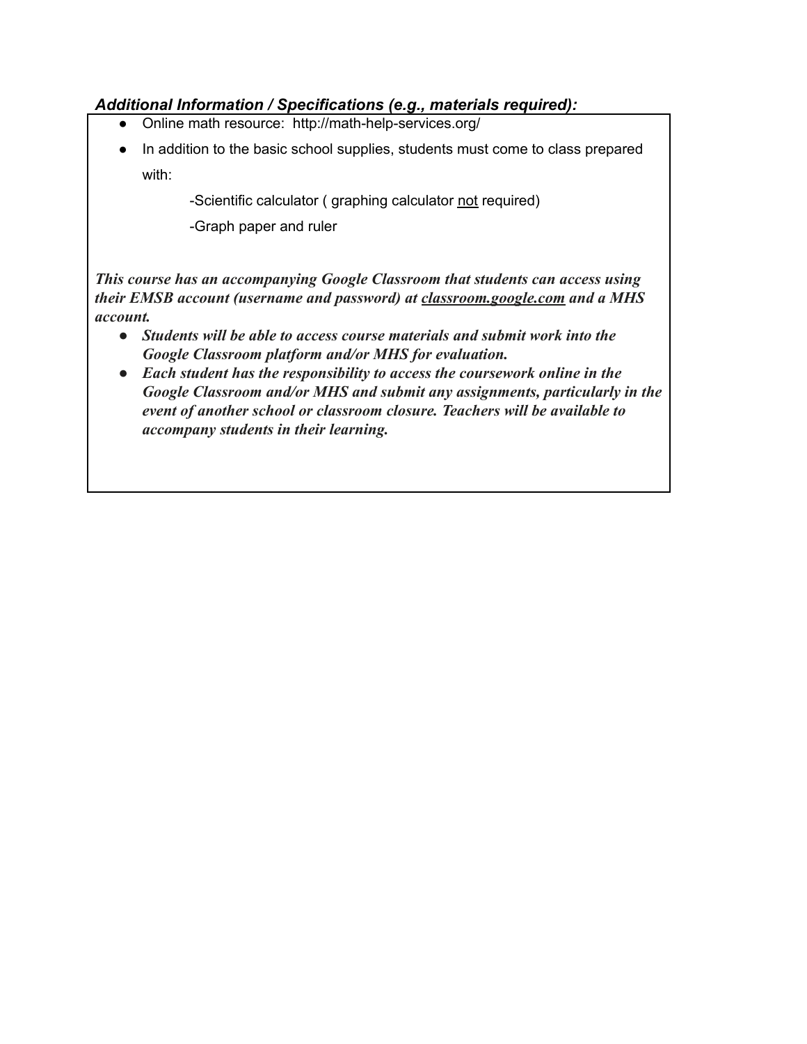***Additional Information / Specifications (e.g., materials required):***

- Online math resource: http://math-help-services.org/
- In addition to the basic school supplies, students must come to class prepared with:

  -Scientific calculator ( graphing calculator <u>not</u> required)

  -Graph paper and ruler

***This course has an accompanying Google Classroom that students can access using their EMSB account (username and password) at <u>classroom.google.com</u> and a MHS account.***

- ***Students will be able to access course materials and submit work into the Google Classroom platform and/or MHS for evaluation.***
- ***Each student has the responsibility to access the coursework online in the Google Classroom and/or MHS and submit any assignments, particularly in the event of another school or classroom closure. Teachers will be available to accompany students in their learning.***